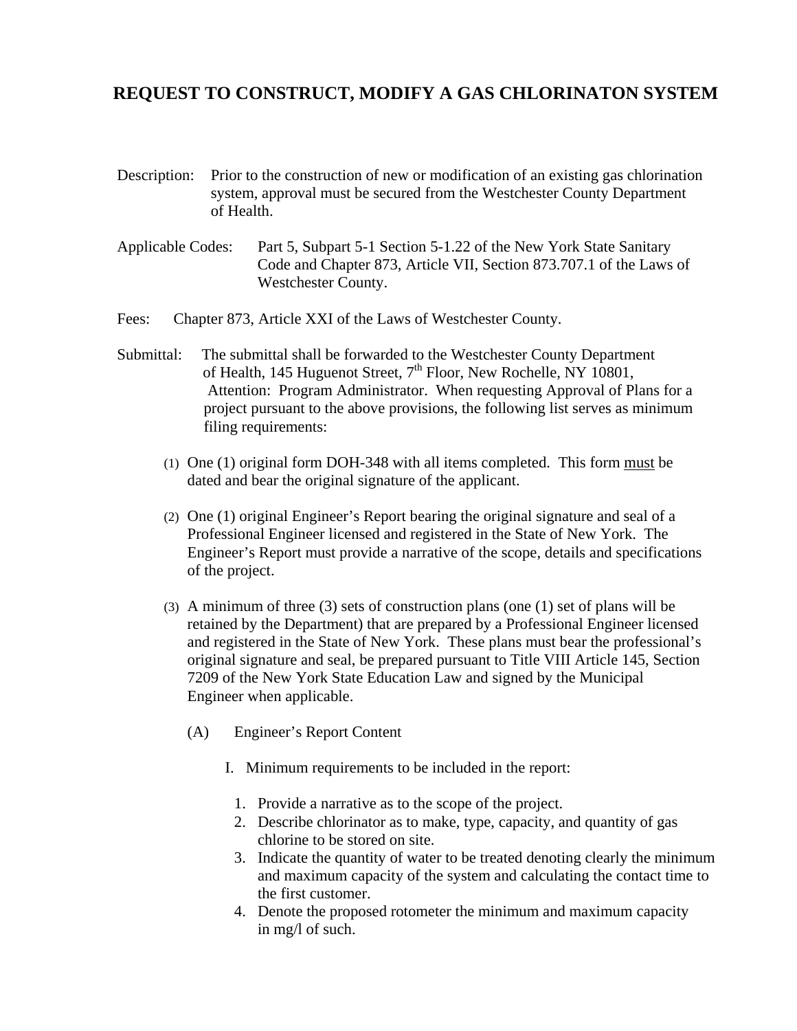# REQUEST TO CONSTRUCT, MODIFY A GAS CHLORINATON SYSTEM

Description: Prior to the construction of new or modification of an existing gas chlorination system, approval must be secured from the Westchester County Department of Health.

Applicable Codes: Part 5, Subpart 5-1 Section 5-1.22 of the New York State Sanitary Code and Chapter 873, Article VII, Section 873.707.1 of the Laws of Westchester County.

Fees: Chapter 873, Article XXI of the Laws of Westchester County.

Submittal: The submittal shall be forwarded to the Westchester County Department of Health, 145 Huguenot Street, 7th Floor, New Rochelle, NY 10801, Attention: Program Administrator. When requesting Approval of Plans for a project pursuant to the above provisions, the following list serves as minimum filing requirements:

(1) One (1) original form DOH-348 with all items completed. This form must be dated and bear the original signature of the applicant.

(2) One (1) original Engineer's Report bearing the original signature and seal of a Professional Engineer licensed and registered in the State of New York. The Engineer's Report must provide a narrative of the scope, details and specifications of the project.

(3) A minimum of three (3) sets of construction plans (one (1) set of plans will be retained by the Department) that are prepared by a Professional Engineer licensed and registered in the State of New York. These plans must bear the professional's original signature and seal, be prepared pursuant to Title VIII Article 145, Section 7209 of the New York State Education Law and signed by the Municipal Engineer when applicable.

(A) Engineer's Report Content

I. Minimum requirements to be included in the report:

1. Provide a narrative as to the scope of the project.
2. Describe chlorinator as to make, type, capacity, and quantity of gas chlorine to be stored on site.
3. Indicate the quantity of water to be treated denoting clearly the minimum and maximum capacity of the system and calculating the contact time to the first customer.
4. Denote the proposed rotometer the minimum and maximum capacity in mg/l of such.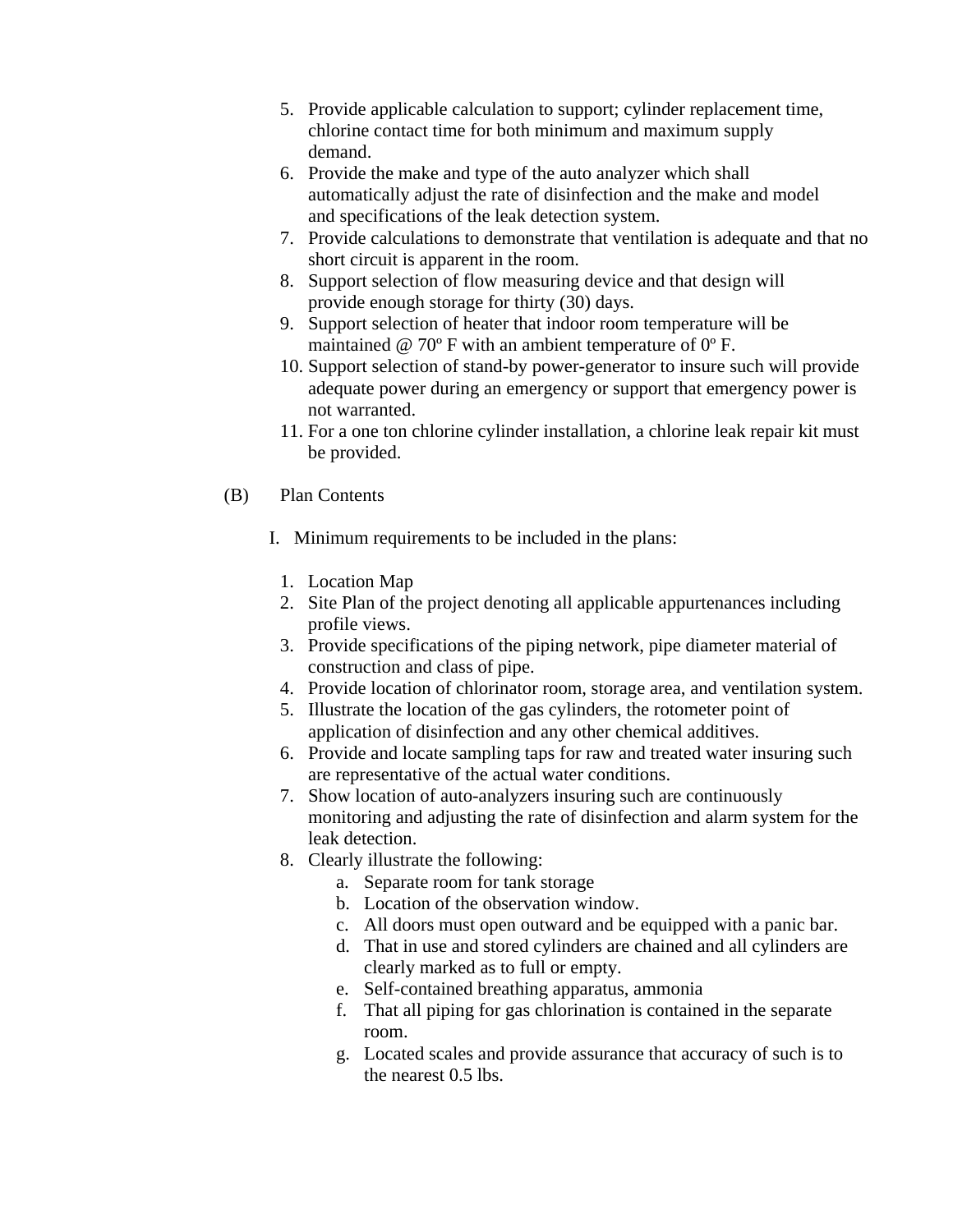5. Provide applicable calculation to support; cylinder replacement time, chlorine contact time for both minimum and maximum supply demand.
6. Provide the make and type of the auto analyzer which shall automatically adjust the rate of disinfection and the make and model and specifications of the leak detection system.
7. Provide calculations to demonstrate that ventilation is adequate and that no short circuit is apparent in the room.
8. Support selection of flow measuring device and that design will provide enough storage for thirty (30) days.
9. Support selection of heater that indoor room temperature will be maintained @ 70º F with an ambient temperature of 0º F.
10. Support selection of stand-by power-generator to insure such will provide adequate power during an emergency or support that emergency power is not warranted.
11. For a one ton chlorine cylinder installation, a chlorine leak repair kit must be provided.

(B) Plan Contents

I. Minimum requirements to be included in the plans:

1. Location Map
2. Site Plan of the project denoting all applicable appurtenances including profile views.
3. Provide specifications of the piping network, pipe diameter material of construction and class of pipe.
4. Provide location of chlorinator room, storage area, and ventilation system.
5. Illustrate the location of the gas cylinders, the rotometer point of application of disinfection and any other chemical additives.
6. Provide and locate sampling taps for raw and treated water insuring such are representative of the actual water conditions.
7. Show location of auto-analyzers insuring such are continuously monitoring and adjusting the rate of disinfection and alarm system for the leak detection.
8. Clearly illustrate the following:
   a. Separate room for tank storage
   b. Location of the observation window.
   c. All doors must open outward and be equipped with a panic bar.
   d. That in use and stored cylinders are chained and all cylinders are clearly marked as to full or empty.
   e. Self-contained breathing apparatus, ammonia
   f. That all piping for gas chlorination is contained in the separate room.
   g. Located scales and provide assurance that accuracy of such is to the nearest 0.5 lbs.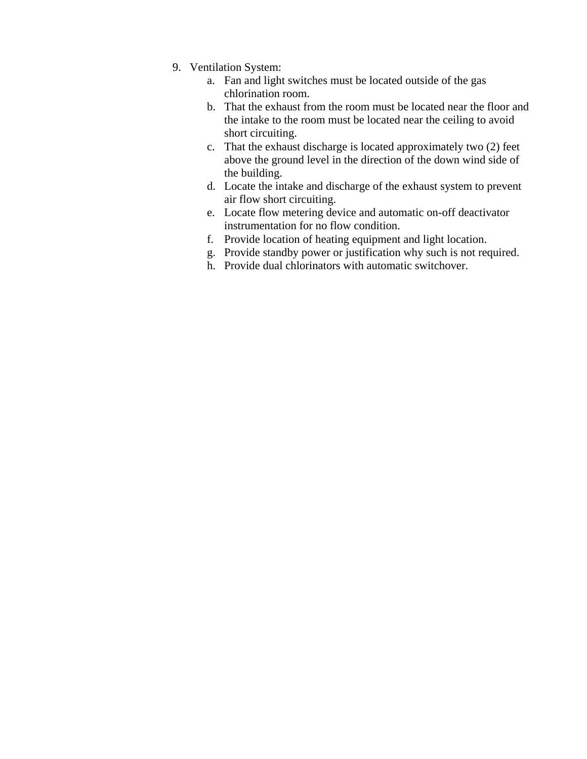9. Ventilation System:
   a. Fan and light switches must be located outside of the gas chlorination room.
   b. That the exhaust from the room must be located near the floor and the intake to the room must be located near the ceiling to avoid short circuiting.
   c. That the exhaust discharge is located approximately two (2) feet above the ground level in the direction of the down wind side of the building.
   d. Locate the intake and discharge of the exhaust system to prevent air flow short circuiting.
   e. Locate flow metering device and automatic on-off deactivator instrumentation for no flow condition.
   f. Provide location of heating equipment and light location.
   g. Provide standby power or justification why such is not required.
   h. Provide dual chlorinators with automatic switchover.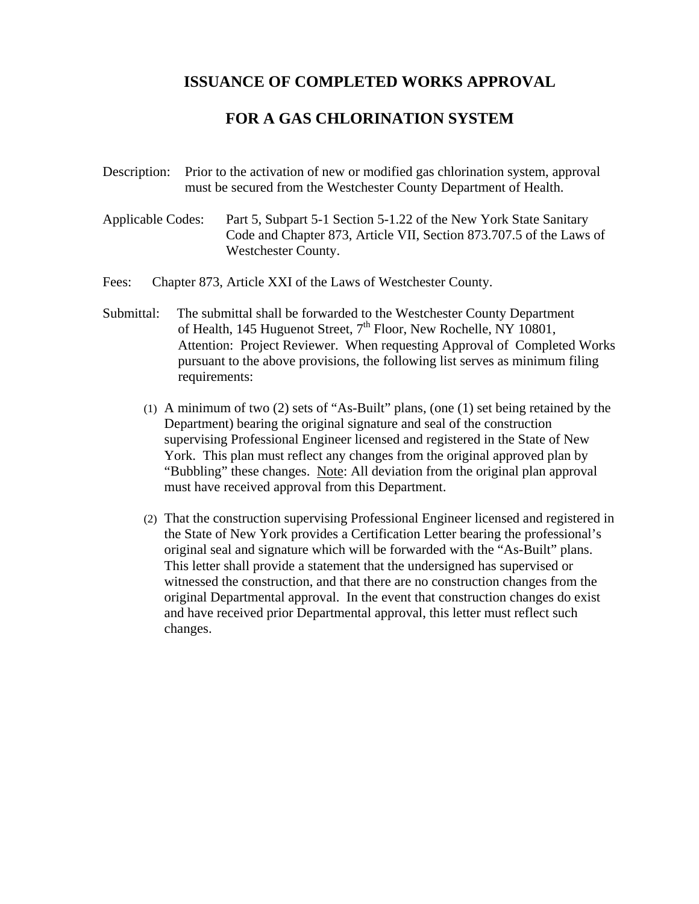# ISSUANCE OF COMPLETED WORKS APPROVAL

# FOR A GAS CHLORINATION SYSTEM

Description: Prior to the activation of new or modified gas chlorination system, approval must be secured from the Westchester County Department of Health.

Applicable Codes: Part 5, Subpart 5-1 Section 5-1.22 of the New York State Sanitary Code and Chapter 873, Article VII, Section 873.707.5 of the Laws of Westchester County.

Fees: Chapter 873, Article XXI of the Laws of Westchester County.

Submittal: The submittal shall be forwarded to the Westchester County Department of Health, 145 Huguenot Street, 7th Floor, New Rochelle, NY 10801, Attention: Project Reviewer. When requesting Approval of Completed Works pursuant to the above provisions, the following list serves as minimum filing requirements:

(1) A minimum of two (2) sets of "As-Built" plans, (one (1) set being retained by the Department) bearing the original signature and seal of the construction supervising Professional Engineer licensed and registered in the State of New York. This plan must reflect any changes from the original approved plan by "Bubbling" these changes. Note: All deviation from the original plan approval must have received approval from this Department.

(2) That the construction supervising Professional Engineer licensed and registered in the State of New York provides a Certification Letter bearing the professional's original seal and signature which will be forwarded with the "As-Built" plans. This letter shall provide a statement that the undersigned has supervised or witnessed the construction, and that there are no construction changes from the original Departmental approval. In the event that construction changes do exist and have received prior Departmental approval, this letter must reflect such changes.